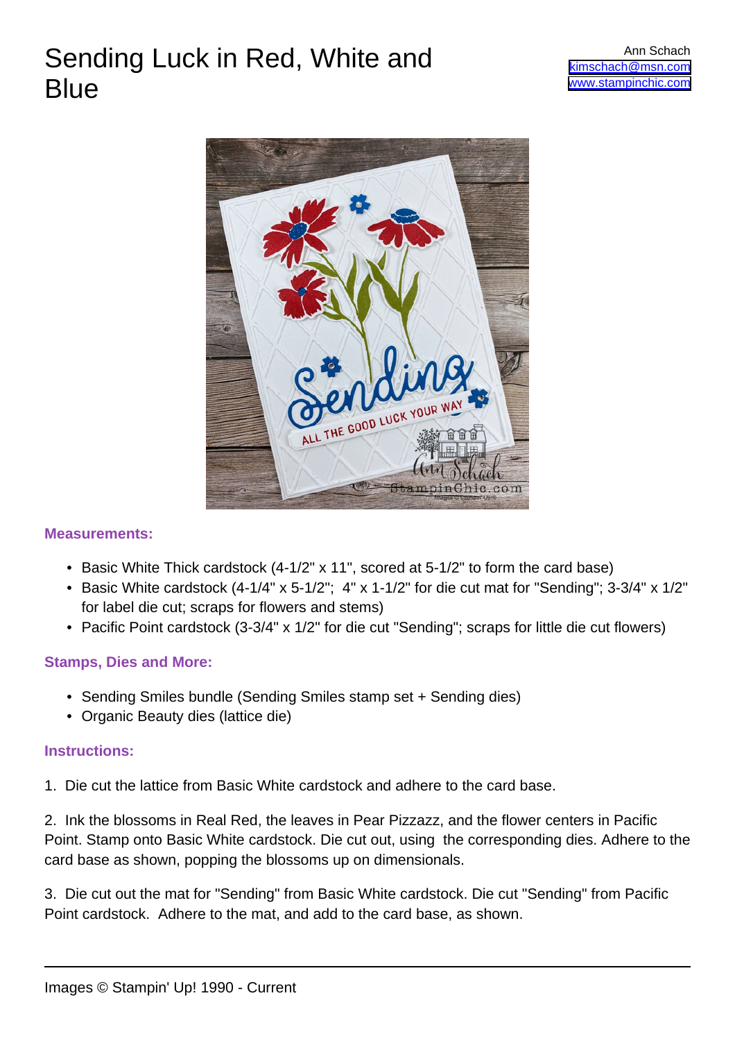# Sending Luck in Red, White and Blue

Ann Schach
kimschach@msn.com
www.stampinchic.com

**Measurements:**

- Basic White Thick cardstock (4-1/2" x 11", scored at 5-1/2" to form the card base)
- Basic White cardstock (4-1/4" x 5-1/2"; 4" x 1-1/2" for die cut mat for "Sending"; 3-3/4" x 1/2" for label die cut; scraps for flowers and stems)
- Pacific Point cardstock (3-3/4" x 1/2" for die cut "Sending"; scraps for little die cut flowers)

**Stamps, Dies and More:**

- Sending Smiles bundle (Sending Smiles stamp set + Sending dies)
- Organic Beauty dies (lattice die)

**Instructions:**

1. Die cut the lattice from Basic White cardstock and adhere to the card base.

2. Ink the blossoms in Real Red, the leaves in Pear Pizzazz, and the flower centers in Pacific Point. Stamp onto Basic White cardstock. Die cut out, using the corresponding dies. Adhere to the card base as shown, popping the blossoms up on dimensionals.

3. Die cut out the mat for "Sending" from Basic White cardstock. Die cut "Sending" from Pacific Point cardstock. Adhere to the mat, and add to the card base, as shown.

Images © Stampin' Up! 1990 - Current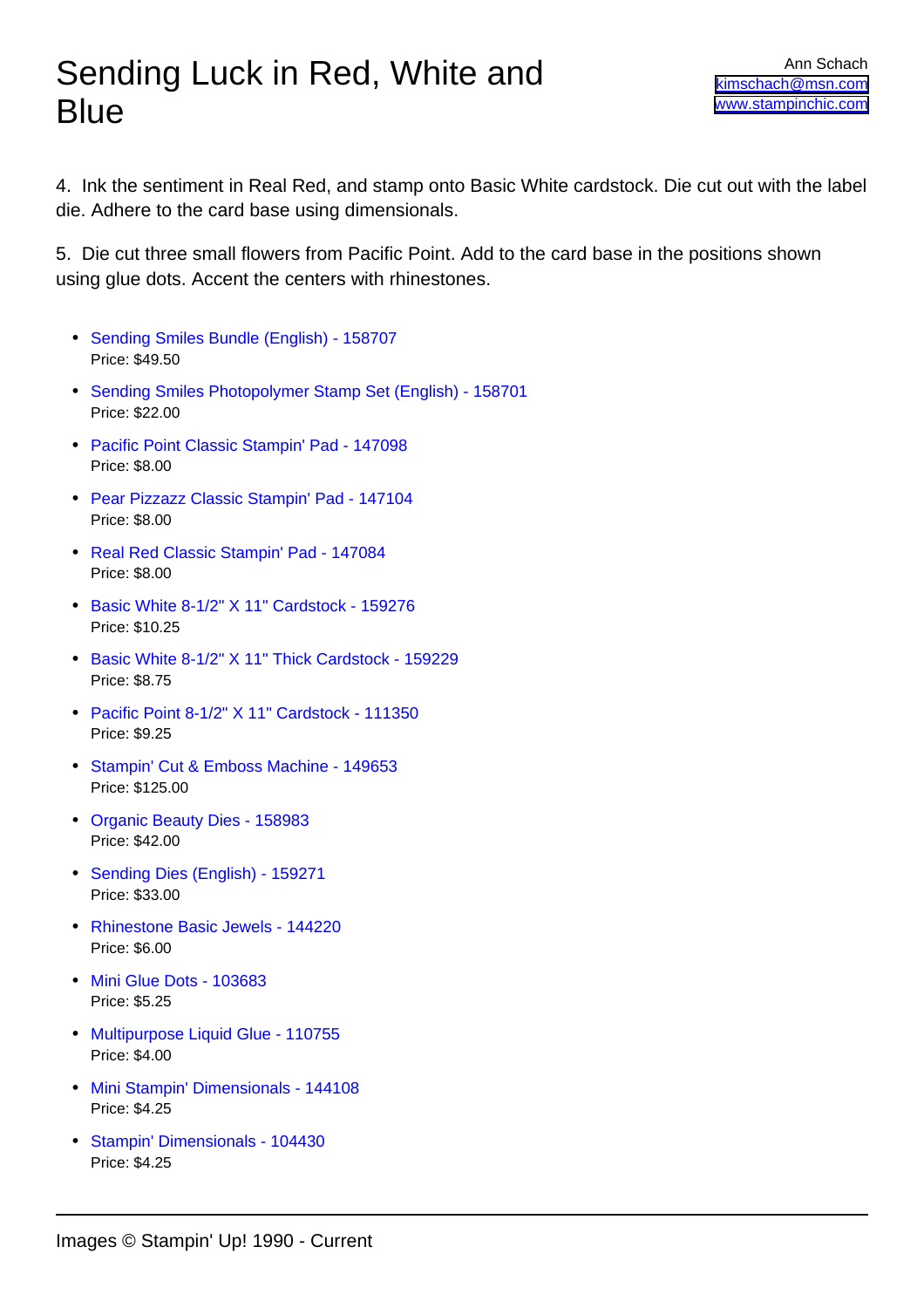4. Ink the sentiment in Real Red, and stamp onto Basic White cardstock. Die cut out with the label die. Adhere to the card base using dimensionals.

5. Die cut three small flowers from Pacific Point. Add to the card base in the positions shown using glue dots. Accent the centers with rhinestones.

- Sending Smiles Bundle (English) - 158707
  Price: $49.50
- Sending Smiles Photopolymer Stamp Set (English) - 158701
  Price: $22.00
- Pacific Point Classic Stampin' Pad - 147098
  Price: $8.00
- Pear Pizzazz Classic Stampin' Pad - 147104
  Price: $8.00
- Real Red Classic Stampin' Pad - 147084
  Price: $8.00
- Basic White 8-1/2" X 11" Cardstock - 159276
  Price: $10.25
- Basic White 8-1/2" X 11" Thick Cardstock - 159229
  Price: $8.75
- Pacific Point 8-1/2" X 11" Cardstock - 111350
  Price: $9.25
- Stampin' Cut & Emboss Machine - 149653
  Price: $125.00
- Organic Beauty Dies - 158983
  Price: $42.00
- Sending Dies (English) - 159271
  Price: $33.00
- Rhinestone Basic Jewels - 144220
  Price: $6.00
- Mini Glue Dots - 103683
  Price: $5.25
- Multipurpose Liquid Glue - 110755
  Price: $4.00
- Mini Stampin' Dimensionals - 144108
  Price: $4.25
- Stampin' Dimensionals - 104430
  Price: $4.25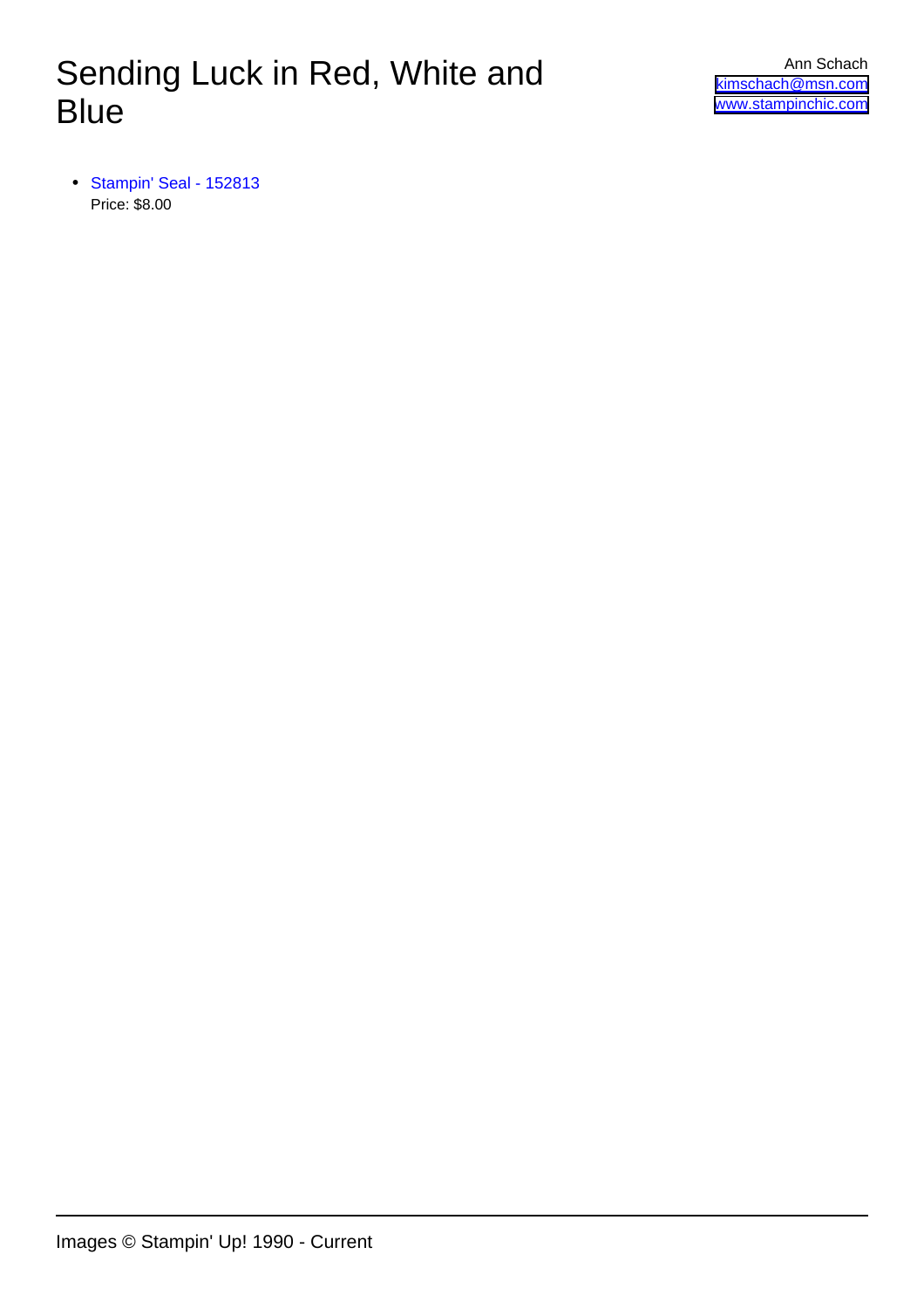# Sending Luck in Red, White and Blue

Ann Schach
kimschach@msn.com
www.stampinchic.com

- Stampin' Seal - 152813
  Price: $8.00

Images © Stampin' Up! 1990 - Current